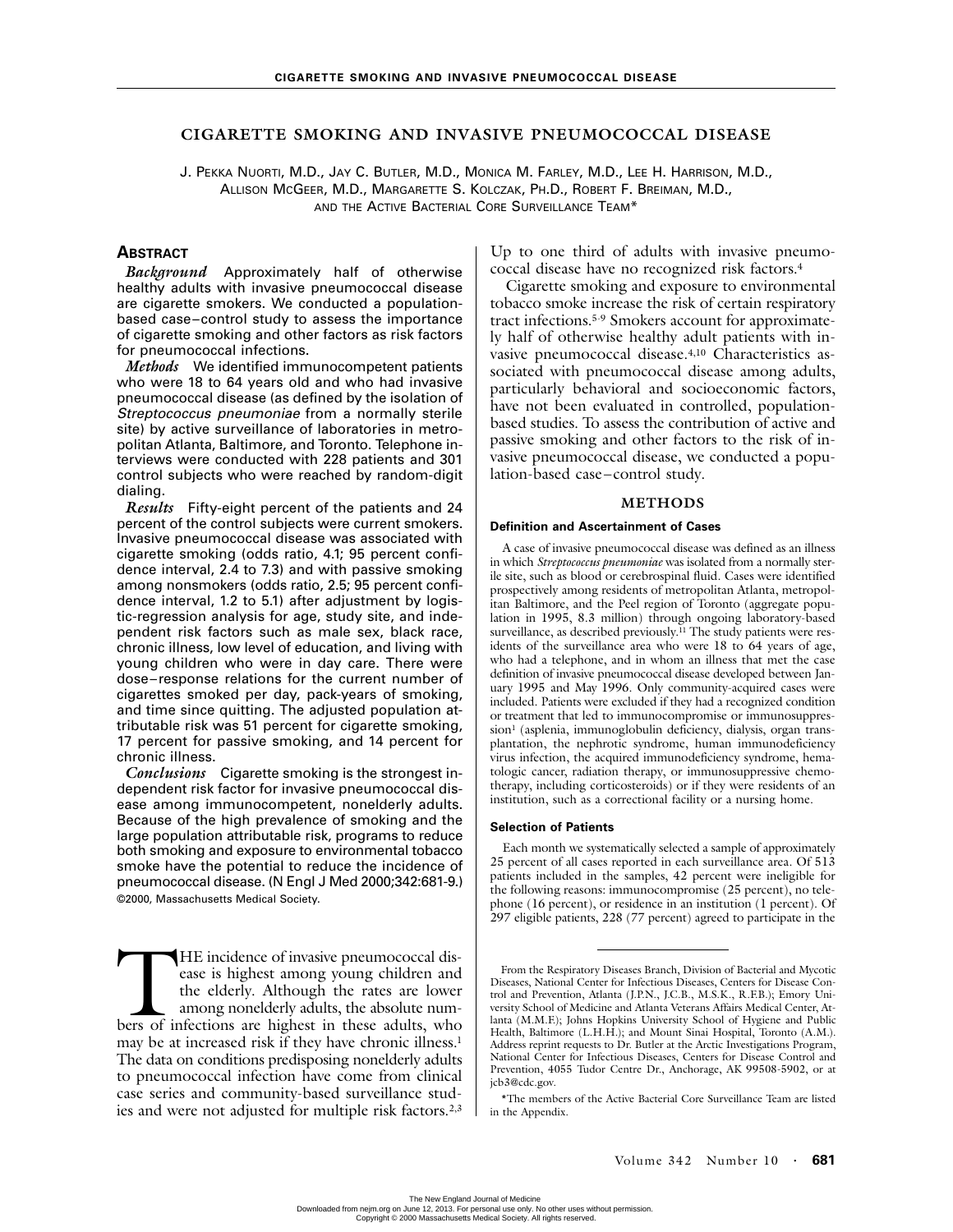# CIGARETTE SMOKING AND INVASIVE PNEUMOCOCCAL DISEASE

J. PEKKA NUORTI, M.D., JAY C. BUTLER, M.D., MONICA M. FARLEY, M.D., LEE H. HARRISON, M.D., ALLISON MCGEER, M.D., MARGARETTE S. KOLCZAK, PH.D., ROBERT F. BREIMAN, M.D., AND THE ACTIVE BACTERIAL CORE SURVEILLANCE TEAM*

## ABSTRACT

***Background*** Approximately half of otherwise healthy adults with invasive pneumococcal disease are cigarette smokers. We conducted a population-based case–control study to assess the importance of cigarette smoking and other factors as risk factors for pneumococcal infections.

***Methods*** We identified immunocompetent patients who were 18 to 64 years old and who had invasive pneumococcal disease (as defined by the isolation of *Streptococcus pneumoniae* from a normally sterile site) by active surveillance of laboratories in metropolitan Atlanta, Baltimore, and Toronto. Telephone interviews were conducted with 228 patients and 301 control subjects who were reached by random-digit dialing.

***Results*** Fifty-eight percent of the patients and 24 percent of the control subjects were current smokers. Invasive pneumococcal disease was associated with cigarette smoking (odds ratio, 4.1; 95 percent confidence interval, 2.4 to 7.3) and with passive smoking among nonsmokers (odds ratio, 2.5; 95 percent confidence interval, 1.2 to 5.1) after adjustment by logistic-regression analysis for age, study site, and independent risk factors such as male sex, black race, chronic illness, low level of education, and living with young children who were in day care. There were dose–response relations for the current number of cigarettes smoked per day, pack-years of smoking, and time since quitting. The adjusted population attributable risk was 51 percent for cigarette smoking, 17 percent for passive smoking, and 14 percent for chronic illness.

***Conclusions*** Cigarette smoking is the strongest independent risk factor for invasive pneumococcal disease among immunocompetent, nonelderly adults. Because of the high prevalence of smoking and the large population attributable risk, programs to reduce both smoking and exposure to environmental tobacco smoke have the potential to reduce the incidence of pneumococcal disease. (N Engl J Med 2000;342:681-9.)

©2000, Massachusetts Medical Society.

THE incidence of invasive pneumococcal disease is highest among young children and the elderly. Although the rates are lower among nonelderly adults, the absolute numbers of infections are highest in these adults, who may be at increased risk if they have chronic illness.[1] The data on conditions predisposing nonelderly adults to pneumococcal infection have come from clinical case series and community-based surveillance studies and were not adjusted for multiple risk factors.[2,3] Up to one third of adults with invasive pneumococcal disease have no recognized risk factors.[4]

Cigarette smoking and exposure to environmental tobacco smoke increase the risk of certain respiratory tract infections.[5-9] Smokers account for approximately half of otherwise healthy adult patients with invasive pneumococcal disease.[4,10] Characteristics associated with pneumococcal disease among adults, particularly behavioral and socioeconomic factors, have not been evaluated in controlled, population-based studies. To assess the contribution of active and passive smoking and other factors to the risk of invasive pneumococcal disease, we conducted a population-based case–control study.

## METHODS

### Definition and Ascertainment of Cases

A case of invasive pneumococcal disease was defined as an illness in which *Streptococcus pneumoniae* was isolated from a normally sterile site, such as blood or cerebrospinal fluid. Cases were identified prospectively among residents of metropolitan Atlanta, metropolitan Baltimore, and the Peel region of Toronto (aggregate population in 1995, 8.3 million) through ongoing laboratory-based surveillance, as described previously.[11] The study patients were residents of the surveillance area who were 18 to 64 years of age, who had a telephone, and in whom an illness that met the case definition of invasive pneumococcal disease developed between January 1995 and May 1996. Only community-acquired cases were included. Patients were excluded if they had a recognized condition or treatment that led to immunocompromise or immunosuppression[1] (asplenia, immunoglobulin deficiency, dialysis, organ transplantation, the nephrotic syndrome, human immunodeficiency virus infection, the acquired immunodeficiency syndrome, hematologic cancer, radiation therapy, or immunosuppressive chemotherapy, including corticosteroids) or if they were residents of an institution, such as a correctional facility or a nursing home.

### Selection of Patients

Each month we systematically selected a sample of approximately 25 percent of all cases reported in each surveillance area. Of 513 patients included in the samples, 42 percent were ineligible for the following reasons: immunocompromise (25 percent), no telephone (16 percent), or residence in an institution (1 percent). Of 297 eligible patients, 228 (77 percent) agreed to participate in the

From the Respiratory Diseases Branch, Division of Bacterial and Mycotic Diseases, National Center for Infectious Diseases, Centers for Disease Control and Prevention, Atlanta (J.P.N., J.C.B., M.S.K., R.F.B.); Emory University School of Medicine and Atlanta Veterans Affairs Medical Center, Atlanta (M.M.F.); Johns Hopkins University School of Hygiene and Public Health, Baltimore (L.H.H.); and Mount Sinai Hospital, Toronto (A.M.). Address reprint requests to Dr. Butler at the Arctic Investigations Program, National Center for Infectious Diseases, Centers for Disease Control and Prevention, 4055 Tudor Centre Dr., Anchorage, AK 99508-5902, or at jcb3@cdc.gov.

*The members of the Active Bacterial Core Surveillance Team are listed in the Appendix.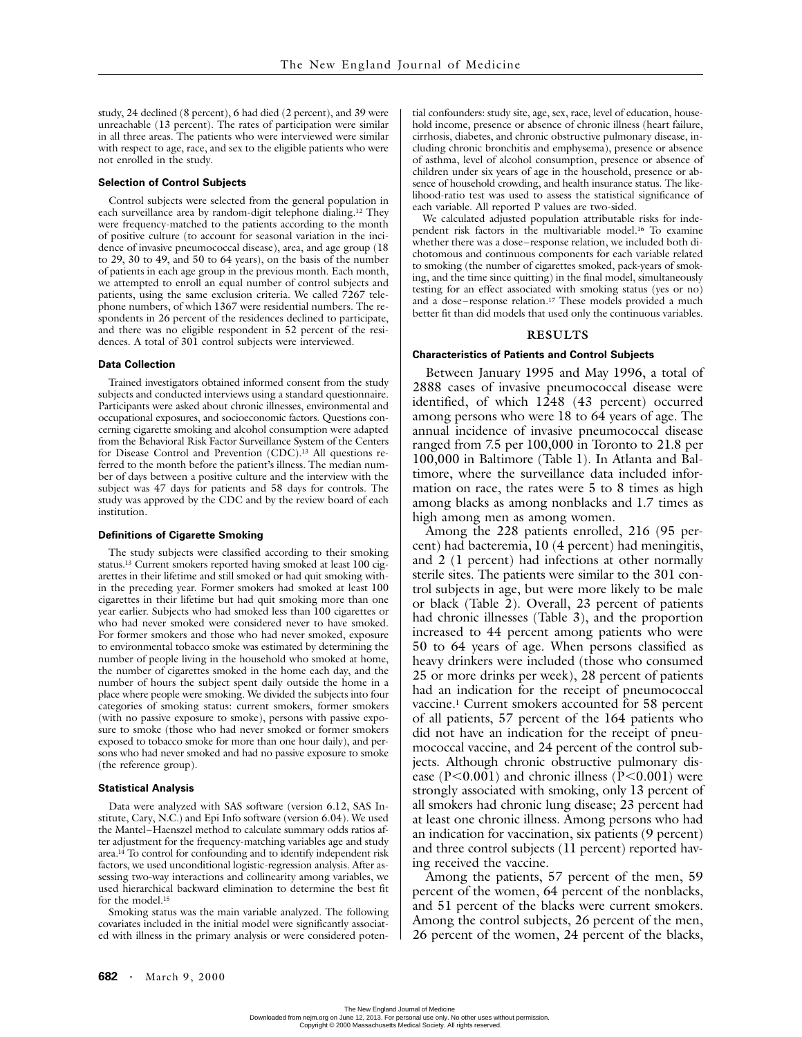study, 24 declined (8 percent), 6 had died (2 percent), and 39 were unreachable (13 percent). The rates of participation were similar in all three areas. The patients who were interviewed were similar with respect to age, race, and sex to the eligible patients who were not enrolled in the study.

### Selection of Control Subjects

Control subjects were selected from the general population in each surveillance area by random-digit telephone dialing.[12] They were frequency-matched to the patients according to the month of positive culture (to account for seasonal variation in the incidence of invasive pneumococcal disease), area, and age group (18 to 29, 30 to 49, and 50 to 64 years), on the basis of the number of patients in each age group in the previous month. Each month, we attempted to enroll an equal number of control subjects and patients, using the same exclusion criteria. We called 7267 telephone numbers, of which 1367 were residential numbers. The respondents in 26 percent of the residences declined to participate, and there was no eligible respondent in 52 percent of the residences. A total of 301 control subjects were interviewed.

### Data Collection

Trained investigators obtained informed consent from the study subjects and conducted interviews using a standard questionnaire. Participants were asked about chronic illnesses, environmental and occupational exposures, and socioeconomic factors. Questions concerning cigarette smoking and alcohol consumption were adapted from the Behavioral Risk Factor Surveillance System of the Centers for Disease Control and Prevention (CDC).[13] All questions referred to the month before the patient's illness. The median number of days between a positive culture and the interview with the subject was 47 days for patients and 58 days for controls. The study was approved by the CDC and by the review board of each institution.

### Definitions of Cigarette Smoking

The study subjects were classified according to their smoking status.[13] Current smokers reported having smoked at least 100 cigarettes in their lifetime and still smoked or had quit smoking within the preceding year. Former smokers had smoked at least 100 cigarettes in their lifetime but had quit smoking more than one year earlier. Subjects who had smoked less than 100 cigarettes or who had never smoked were considered never to have smoked. For former smokers and those who had never smoked, exposure to environmental tobacco smoke was estimated by determining the number of people living in the household who smoked at home, the number of cigarettes smoked in the home each day, and the number of hours the subject spent daily outside the home in a place where people were smoking. We divided the subjects into four categories of smoking status: current smokers, former smokers (with no passive exposure to smoke), persons with passive exposure to smoke (those who had never smoked or former smokers exposed to tobacco smoke for more than one hour daily), and persons who had never smoked and had no passive exposure to smoke (the reference group).

### Statistical Analysis

Data were analyzed with SAS software (version 6.12, SAS Institute, Cary, N.C.) and Epi Info software (version 6.04). We used the Mantel–Haenszel method to calculate summary odds ratios after adjustment for the frequency-matching variables age and study area.[14] To control for confounding and to identify independent risk factors, we used unconditional logistic-regression analysis. After assessing two-way interactions and collinearity among variables, we used hierarchical backward elimination to determine the best fit for the model.[15]

Smoking status was the main variable analyzed. The following covariates included in the initial model were significantly associated with illness in the primary analysis or were considered potential confounders: study site, age, sex, race, level of education, household income, presence or absence of chronic illness (heart failure, cirrhosis, diabetes, and chronic obstructive pulmonary disease, including chronic bronchitis and emphysema), presence or absence of asthma, level of alcohol consumption, presence or absence of children under six years of age in the household, presence or absence of household crowding, and health insurance status. The likelihood-ratio test was used to assess the statistical significance of each variable. All reported P values are two-sided.

We calculated adjusted population attributable risks for independent risk factors in the multivariable model.[16] To examine whether there was a dose–response relation, we included both dichotomous and continuous components for each variable related to smoking (the number of cigarettes smoked, pack-years of smoking, and the time since quitting) in the final model, simultaneously testing for an effect associated with smoking status (yes or no) and a dose–response relation.[17] These models provided a much better fit than did models that used only the continuous variables.

## RESULTS

### Characteristics of Patients and Control Subjects

Between January 1995 and May 1996, a total of 2888 cases of invasive pneumococcal disease were identified, of which 1248 (43 percent) occurred among persons who were 18 to 64 years of age. The annual incidence of invasive pneumococcal disease ranged from 7.5 per 100,000 in Toronto to 21.8 per 100,000 in Baltimore (Table 1). In Atlanta and Baltimore, where the surveillance data included information on race, the rates were 5 to 8 times as high among blacks as among nonblacks and 1.7 times as high among men as among women.

Among the 228 patients enrolled, 216 (95 percent) had bacteremia, 10 (4 percent) had meningitis, and 2 (1 percent) had infections at other normally sterile sites. The patients were similar to the 301 control subjects in age, but were more likely to be male or black (Table 2). Overall, 23 percent of patients had chronic illnesses (Table 3), and the proportion increased to 44 percent among patients who were 50 to 64 years of age. When persons classified as heavy drinkers were included (those who consumed 25 or more drinks per week), 28 percent of patients had an indication for the receipt of pneumococcal vaccine.[1] Current smokers accounted for 58 percent of all patients, 57 percent of the 164 patients who did not have an indication for the receipt of pneumococcal vaccine, and 24 percent of the control subjects. Although chronic obstructive pulmonary disease ($P<0.001$) and chronic illness ($P<0.001$) were strongly associated with smoking, only 13 percent of all smokers had chronic lung disease; 23 percent had at least one chronic illness. Among persons who had an indication for vaccination, six patients (9 percent) and three control subjects (11 percent) reported having received the vaccine.

Among the patients, 57 percent of the men, 59 percent of the women, 64 percent of the nonblacks, and 51 percent of the blacks were current smokers. Among the control subjects, 26 percent of the men, 26 percent of the women, 24 percent of the blacks,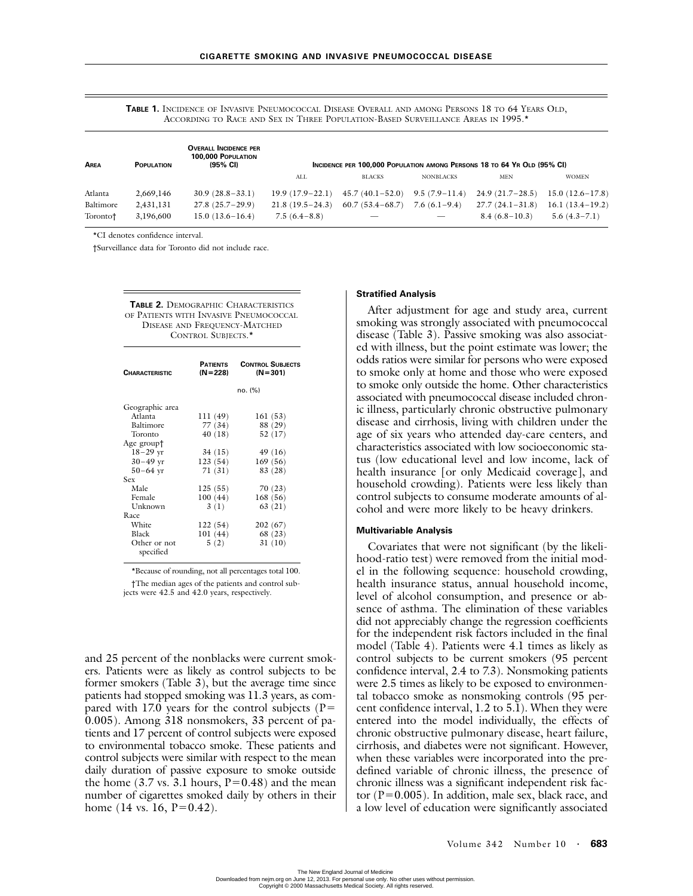**TABLE 1.** INCIDENCE OF INVASIVE PNEUMOCOCCAL DISEASE OVERALL AND AMONG PERSONS 18 TO 64 YEARS OLD, ACCORDING TO RACE AND SEX IN THREE POPULATION-BASED SURVEILLANCE AREAS IN 1995.*

| AREA | POPULATION | OVERALL INCIDENCE PER 100,000 POPULATION (95% CI) | INCIDENCE PER 100,000 POPULATION AMONG PERSONS 18 TO 64 YR OLD (95% CI) | | | | |
|---|---|---|---|---|---|---|---|
| | | | ALL | BLACKS | NONBLACKS | MEN | WOMEN |
| Atlanta | 2,669,146 | 30.9 (28.8–33.1) | 19.9 (17.9–22.1) | 45.7 (40.1–52.0) | 9.5 (7.9–11.4) | 24.9 (21.7–28.5) | 15.0 (12.6–17.8) |
| Baltimore | 2,431,131 | 27.8 (25.7–29.9) | 21.8 (19.5–24.3) | 60.7 (53.4–68.7) | 7.6 (6.1–9.4) | 27.7 (24.1–31.8) | 16.1 (13.4–19.2) |
| Toronto† | 3,196,600 | 15.0 (13.6–16.4) | 7.5 (6.4–8.8) | — | — | 8.4 (6.8–10.3) | 5.6 (4.3–7.1) |

*CI denotes confidence interval.

†Surveillance data for Toronto did not include race.

**TABLE 2.** DEMOGRAPHIC CHARACTERISTICS OF PATIENTS WITH INVASIVE PNEUMOCOCCAL DISEASE AND FREQUENCY-MATCHED CONTROL SUBJECTS.*

| CHARACTERISTIC | PATIENTS (N=228) | CONTROL SUBJECTS (N=301) |
|---|---|---|
| | no. (%) | |
| Geographic area | | |
| Atlanta | 111 (49) | 161 (53) |
| Baltimore | 77 (34) | 88 (29) |
| Toronto | 40 (18) | 52 (17) |
| Age group† | | |
| 18–29 yr | 34 (15) | 49 (16) |
| 30–49 yr | 123 (54) | 169 (56) |
| 50–64 yr | 71 (31) | 83 (28) |
| Sex | | |
| Male | 125 (55) | 70 (23) |
| Female | 100 (44) | 168 (56) |
| Unknown | 3 (1) | 63 (21) |
| Race | | |
| White | 122 (54) | 202 (67) |
| Black | 101 (44) | 68 (23) |
| Other or not specified | 5 (2) | 31 (10) |

*Because of rounding, not all percentages total 100.

†The median ages of the patients and control subjects were 42.5 and 42.0 years, respectively.

and 25 percent of the nonblacks were current smokers. Patients were as likely as control subjects to be former smokers (Table 3), but the average time since patients had stopped smoking was 11.3 years, as compared with 17.0 years for the control subjects ($P=0.005$). Among 318 nonsmokers, 33 percent of patients and 17 percent of control subjects were exposed to environmental tobacco smoke. These patients and control subjects were similar with respect to the mean daily duration of passive exposure to smoke outside the home (3.7 vs. 3.1 hours, $P=0.48$) and the mean number of cigarettes smoked daily by others in their home (14 vs. 16, $P=0.42$).

#### Stratified Analysis

After adjustment for age and study area, current smoking was strongly associated with pneumococcal disease (Table 3). Passive smoking was also associated with illness, but the point estimate was lower; the odds ratios were similar for persons who were exposed to smoke only at home and those who were exposed to smoke only outside the home. Other characteristics associated with pneumococcal disease included chronic illness, particularly chronic obstructive pulmonary disease and cirrhosis, living with children under the age of six years who attended day-care centers, and characteristics associated with low socioeconomic status (low educational level and low income, lack of health insurance [or only Medicaid coverage], and household crowding). Patients were less likely than control subjects to consume moderate amounts of alcohol and were more likely to be heavy drinkers.

#### Multivariable Analysis

Covariates that were not significant (by the likelihood-ratio test) were removed from the initial model in the following sequence: household crowding, health insurance status, annual household income, level of alcohol consumption, and presence or absence of asthma. The elimination of these variables did not appreciably change the regression coefficients for the independent risk factors included in the final model (Table 4). Patients were 4.1 times as likely as control subjects to be current smokers (95 percent confidence interval, 2.4 to 7.3). Nonsmoking patients were 2.5 times as likely to be exposed to environmental tobacco smoke as nonsmoking controls (95 percent confidence interval, 1.2 to 5.1). When they were entered into the model individually, the effects of chronic obstructive pulmonary disease, heart failure, cirrhosis, and diabetes were not significant. However, when these variables were incorporated into the predefined variable of chronic illness, the presence of chronic illness was a significant independent risk factor ($P=0.005$). In addition, male sex, black race, and a low level of education were significantly associated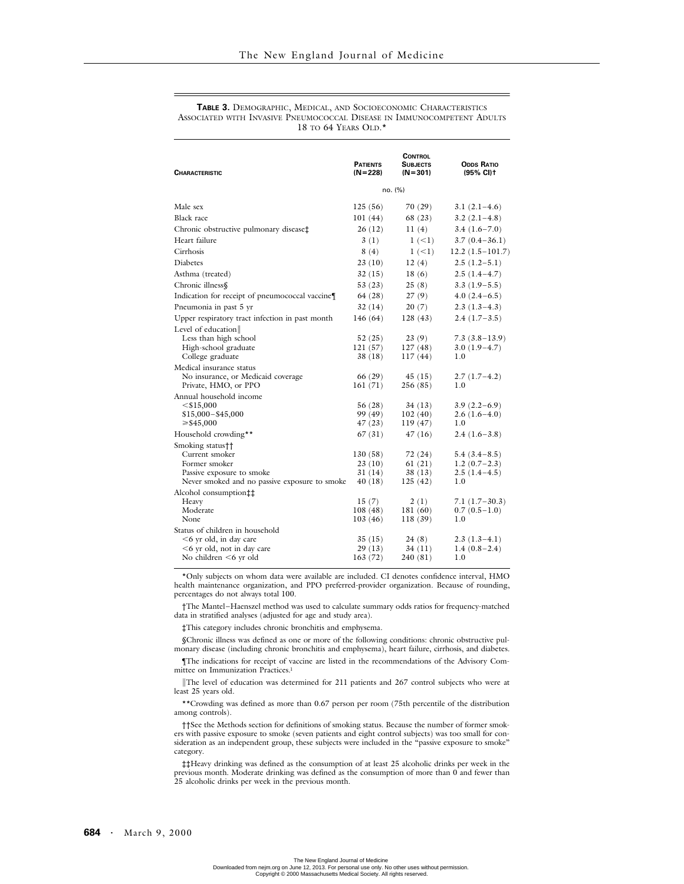**TABLE 3.** DEMOGRAPHIC, MEDICAL, AND SOCIOECONOMIC CHARACTERISTICS ASSOCIATED WITH INVASIVE PNEUMOCOCCAL DISEASE IN IMMUNOCOMPETENT ADULTS 18 TO 64 YEARS OLD.*

| CHARACTERISTIC | PATIENTS (N=228) | CONTROL SUBJECTS (N=301) | ODDS RATIO (95% CI)† |
|---|---|---|---|
| | no. (%) | | |
| Male sex | 125 (56) | 70 (29) | 3.1 (2.1–4.6) |
| Black race | 101 (44) | 68 (23) | 3.2 (2.1–4.8) |
| Chronic obstructive pulmonary disease‡ | 26 (12) | 11 (4) | 3.4 (1.6–7.0) |
| Heart failure | 3 (1) | 1 (<1) | 3.7 (0.4–36.1) |
| Cirrhosis | 8 (4) | 1 (<1) | 12.2 (1.5–101.7) |
| Diabetes | 23 (10) | 12 (4) | 2.5 (1.2–5.1) |
| Asthma (treated) | 32 (15) | 18 (6) | 2.5 (1.4–4.7) |
| Chronic illness§ | 53 (23) | 25 (8) | 3.3 (1.9–5.5) |
| Indication for receipt of pneumococcal vaccine¶ | 64 (28) | 27 (9) | 4.0 (2.4–6.5) |
| Pneumonia in past 5 yr | 32 (14) | 20 (7) | 2.3 (1.3–4.3) |
| Upper respiratory tract infection in past month | 146 (64) | 128 (43) | 2.4 (1.7–3.5) |
| Level of education‖ | | | |
| Less than high school | 52 (25) | 23 (9) | 7.3 (3.8–13.9) |
| High-school graduate | 121 (57) | 127 (48) | 3.0 (1.9–4.7) |
| College graduate | 38 (18) | 117 (44) | 1.0 |
| Medical insurance status | | | |
| No insurance, or Medicaid coverage | 66 (29) | 45 (15) | 2.7 (1.7–4.2) |
| Private, HMO, or PPO | 161 (71) | 256 (85) | 1.0 |
| Annual household income | | | |
| <$15,000 | 56 (28) | 34 (13) | 3.9 (2.2–6.9) |
| $15,000–$45,000 | 99 (49) | 102 (40) | 2.6 (1.6–4.0) |
| ≥$45,000 | 47 (23) | 119 (47) | 1.0 |
| Household crowding** | 67 (31) | 47 (16) | 2.4 (1.6–3.8) |
| Smoking status†† | | | |
| Current smoker | 130 (58) | 72 (24) | 5.4 (3.4–8.5) |
| Former smoker | 23 (10) | 61 (21) | 1.2 (0.7–2.3) |
| Passive exposure to smoke | 31 (14) | 38 (13) | 2.5 (1.4–4.5) |
| Never smoked and no passive exposure to smoke | 40 (18) | 125 (42) | 1.0 |
| Alcohol consumption‡‡ | | | |
| Heavy | 15 (7) | 2 (1) | 7.1 (1.7–30.3) |
| Moderate | 108 (48) | 181 (60) | 0.7 (0.5–1.0) |
| None | 103 (46) | 118 (39) | 1.0 |
| Status of children in household | | | |
| <6 yr old, in day care | 35 (15) | 24 (8) | 2.3 (1.3–4.1) |
| <6 yr old, not in day care | 29 (13) | 34 (11) | 1.4 (0.8–2.4) |
| No children <6 yr old | 163 (72) | 240 (81) | 1.0 |

*Only subjects on whom data were available are included. CI denotes confidence interval, HMO health maintenance organization, and PPO preferred-provider organization. Because of rounding, percentages do not always total 100.

†The Mantel–Haenszel method was used to calculate summary odds ratios for frequency-matched data in stratified analyses (adjusted for age and study area).

‡This category includes chronic bronchitis and emphysema.

§Chronic illness was defined as one or more of the following conditions: chronic obstructive pulmonary disease (including chronic bronchitis and emphysema), heart failure, cirrhosis, and diabetes.

¶The indications for receipt of vaccine are listed in the recommendations of the Advisory Committee on Immunization Practices.[1]

‖The level of education was determined for 211 patients and 267 control subjects who were at least 25 years old.

**Crowding was defined as more than 0.67 person per room (75th percentile of the distribution among controls).

††See the Methods section for definitions of smoking status. Because the number of former smokers with passive exposure to smoke (seven patients and eight control subjects) was too small for consideration as an independent group, these subjects were included in the "passive exposure to smoke" category.

‡‡Heavy drinking was defined as the consumption of at least 25 alcoholic drinks per week in the previous month. Moderate drinking was defined as the consumption of more than 0 and fewer than 25 alcoholic drinks per week in the previous month.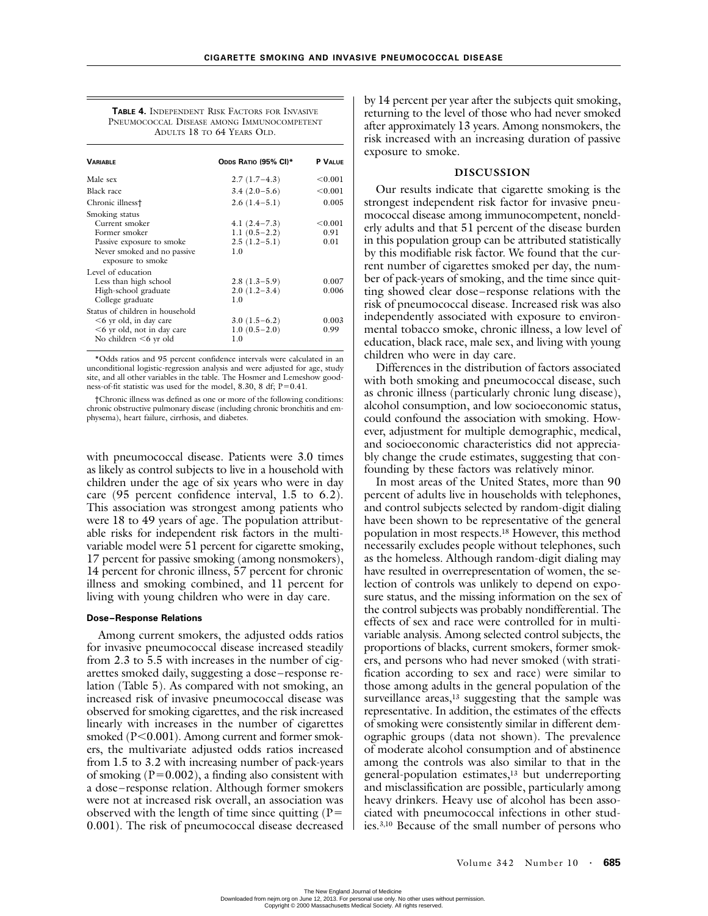**TABLE 4.** INDEPENDENT RISK FACTORS FOR INVASIVE PNEUMOCOCCAL DISEASE AMONG IMMUNOCOMPETENT ADULTS 18 TO 64 YEARS OLD.

| VARIABLE | ODDS RATIO (95% CI)* | P VALUE |
|---|---|---|
| Male sex | 2.7 (1.7–4.3) | <0.001 |
| Black race | 3.4 (2.0–5.6) | <0.001 |
| Chronic illness† | 2.6 (1.4–5.1) | 0.005 |
| Smoking status | | |
| Current smoker | 4.1 (2.4–7.3) | <0.001 |
| Former smoker | 1.1 (0.5–2.2) | 0.91 |
| Passive exposure to smoke | 2.5 (1.2–5.1) | 0.01 |
| Never smoked and no passive exposure to smoke | 1.0 | |
| Level of education | | |
| Less than high school | 2.8 (1.3–5.9) | 0.007 |
| High-school graduate | 2.0 (1.2–3.4) | 0.006 |
| College graduate | 1.0 | |
| Status of children in household | | |
| <6 yr old, in day care | 3.0 (1.5–6.2) | 0.003 |
| <6 yr old, not in day care | 1.0 (0.5–2.0) | 0.99 |
| No children <6 yr old | 1.0 | |

*Odds ratios and 95 percent confidence intervals were calculated in an unconditional logistic-regression analysis and were adjusted for age, study site, and all other variables in the table. The Hosmer and Lemeshow goodness-of-fit statistic was used for the model, 8.30, 8 df; P=0.41.

†Chronic illness was defined as one or more of the following conditions: chronic obstructive pulmonary disease (including chronic bronchitis and emphysema), heart failure, cirrhosis, and diabetes.

with pneumococcal disease. Patients were 3.0 times as likely as control subjects to live in a household with children under the age of six years who were in day care (95 percent confidence interval, 1.5 to 6.2). This association was strongest among patients who were 18 to 49 years of age. The population attributable risks for independent risk factors in the multivariable model were 51 percent for cigarette smoking, 17 percent for passive smoking (among nonsmokers), 14 percent for chronic illness, 57 percent for chronic illness and smoking combined, and 11 percent for living with young children who were in day care.

### Dose–Response Relations

Among current smokers, the adjusted odds ratios for invasive pneumococcal disease increased steadily from 2.3 to 5.5 with increases in the number of cigarettes smoked daily, suggesting a dose–response relation (Table 5). As compared with not smoking, an increased risk of invasive pneumococcal disease was observed for smoking cigarettes, and the risk increased linearly with increases in the number of cigarettes smoked (P<0.001). Among current and former smokers, the multivariate adjusted odds ratios increased from 1.5 to 3.2 with increasing number of pack-years of smoking (P=0.002), a finding also consistent with a dose–response relation. Although former smokers were not at increased risk overall, an association was observed with the length of time since quitting (P=0.001). The risk of pneumococcal disease decreased by 14 percent per year after the subjects quit smoking, returning to the level of those who had never smoked after approximately 13 years. Among nonsmokers, the risk increased with an increasing duration of passive exposure to smoke.

## DISCUSSION

Our results indicate that cigarette smoking is the strongest independent risk factor for invasive pneumococcal disease among immunocompetent, nonelderly adults and that 51 percent of the disease burden in this population group can be attributed statistically by this modifiable risk factor. We found that the current number of cigarettes smoked per day, the number of pack-years of smoking, and the time since quitting showed clear dose–response relations with the risk of pneumococcal disease. Increased risk was also independently associated with exposure to environmental tobacco smoke, chronic illness, a low level of education, black race, male sex, and living with young children who were in day care.

Differences in the distribution of factors associated with both smoking and pneumococcal disease, such as chronic illness (particularly chronic lung disease), alcohol consumption, and low socioeconomic status, could confound the association with smoking. However, adjustment for multiple demographic, medical, and socioeconomic characteristics did not appreciably change the crude estimates, suggesting that confounding by these factors was relatively minor.

In most areas of the United States, more than 90 percent of adults live in households with telephones, and control subjects selected by random-digit dialing have been shown to be representative of the general population in most respects.[18] However, this method necessarily excludes people without telephones, such as the homeless. Although random-digit dialing may have resulted in overrepresentation of women, the selection of controls was unlikely to depend on exposure status, and the missing information on the sex of the control subjects was probably nondifferential. The effects of sex and race were controlled for in multivariable analysis. Among selected control subjects, the proportions of blacks, current smokers, former smokers, and persons who had never smoked (with stratification according to sex and race) were similar to those among adults in the general population of the surveillance areas,[13] suggesting that the sample was representative. In addition, the estimates of the effects of smoking were consistently similar in different demographic groups (data not shown). The prevalence of moderate alcohol consumption and of abstinence among the controls was also similar to that in the general-population estimates,[13] but underreporting and misclassification are possible, particularly among heavy drinkers. Heavy use of alcohol has been associated with pneumococcal infections in other studies.[3,10] Because of the small number of persons who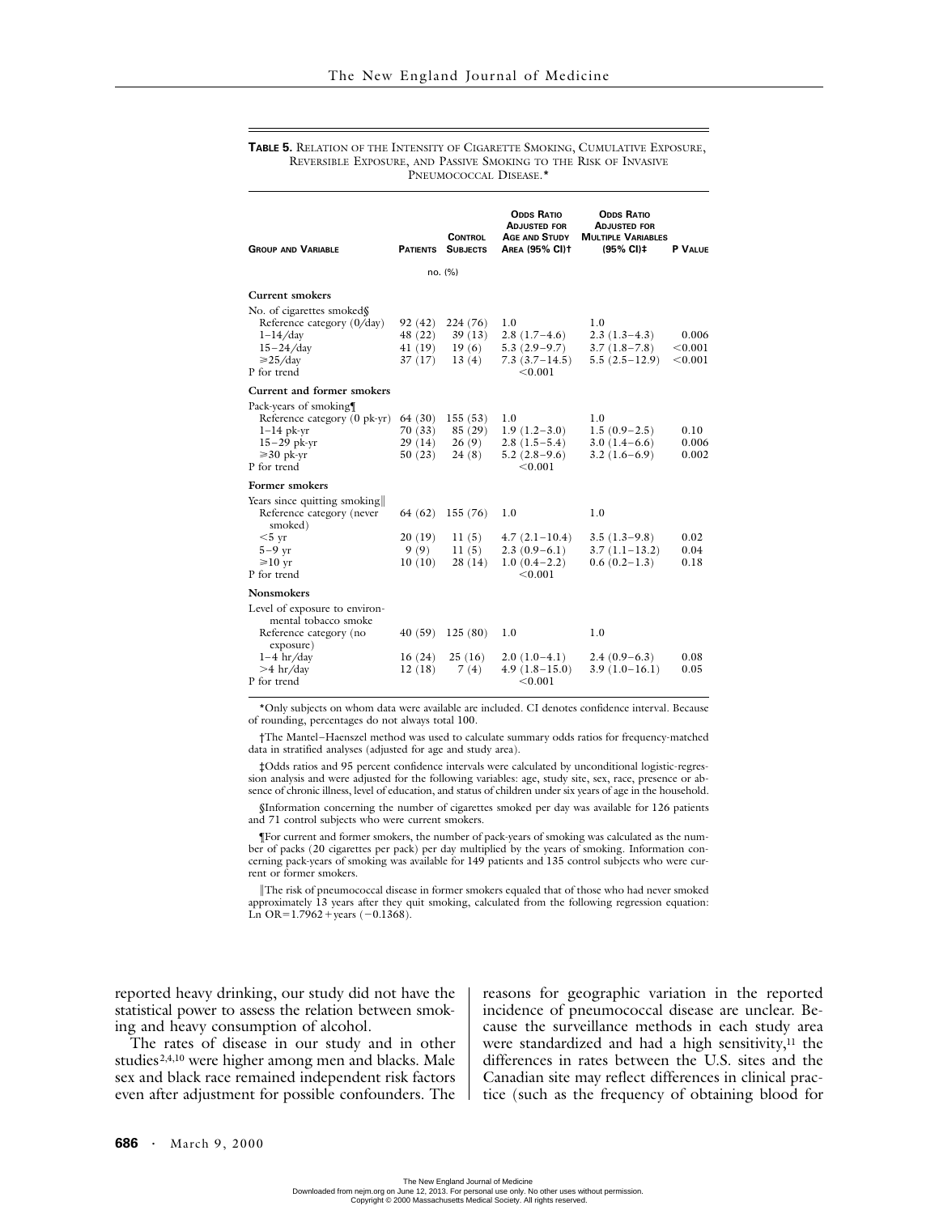**TABLE 5.** RELATION OF THE INTENSITY OF CIGARETTE SMOKING, CUMULATIVE EXPOSURE, REVERSIBLE EXPOSURE, AND PASSIVE SMOKING TO THE RISK OF INVASIVE PNEUMOCOCCAL DISEASE.*

| GROUP AND VARIABLE | PATIENTS | CONTROL SUBJECTS | ODDS RATIO ADJUSTED FOR AGE AND STUDY AREA (95% CI)† | ODDS RATIO ADJUSTED FOR MULTIPLE VARIABLES (95% CI)‡ | P VALUE |
|---|---|---|---|---|---|
| | no. (%) | | | | |
| **Current smokers** | | | | | |
| No. of cigarettes smoked§ | | | | | |
| Reference category (0/day) | 92 (42) | 224 (76) | 1.0 | 1.0 | |
| 1–14/day | 48 (22) | 39 (13) | 2.8 (1.7–4.6) | 2.3 (1.3–4.3) | 0.006 |
| 15–24/day | 41 (19) | 19 (6) | 5.3 (2.9–9.7) | 3.7 (1.8–7.8) | <0.001 |
| ≥25/day | 37 (17) | 13 (4) | 7.3 (3.7–14.5) | 5.5 (2.5–12.9) | <0.001 |
| P for trend | | | <0.001 | | |
| **Current and former smokers** | | | | | |
| Pack-years of smoking¶ | | | | | |
| Reference category (0 pk-yr) | 64 (30) | 155 (53) | 1.0 | 1.0 | |
| 1–14 pk-yr | 70 (33) | 85 (29) | 1.9 (1.2–3.0) | 1.5 (0.9–2.5) | 0.10 |
| 15–29 pk-yr | 29 (14) | 26 (9) | 2.8 (1.5–5.4) | 3.0 (1.4–6.6) | 0.006 |
| ≥30 pk-yr | 50 (23) | 24 (8) | 5.2 (2.8–9.6) | 3.2 (1.6–6.9) | 0.002 |
| P for trend | | | <0.001 | | |
| **Former smokers** | | | | | |
| Years since quitting smoking‖ | | | | | |
| Reference category (never smoked) | 64 (62) | 155 (76) | 1.0 | 1.0 | |
| <5 yr | 20 (19) | 11 (5) | 4.7 (2.1–10.4) | 3.5 (1.3–9.8) | 0.02 |
| 5–9 yr | 9 (9) | 11 (5) | 2.3 (0.9–6.1) | 3.7 (1.1–13.2) | 0.04 |
| ≥10 yr | 10 (10) | 28 (14) | 1.0 (0.4–2.2) | 0.6 (0.2–1.3) | 0.18 |
| P for trend | | | <0.001 | | |
| **Nonsmokers** | | | | | |
| Level of exposure to environmental tobacco smoke | | | | | |
| Reference category (no exposure) | 40 (59) | 125 (80) | 1.0 | 1.0 | |
| 1–4 hr/day | 16 (24) | 25 (16) | 2.0 (1.0–4.1) | 2.4 (0.9–6.3) | 0.08 |
| >4 hr/day | 12 (18) | 7 (4) | 4.9 (1.8–15.0) | 3.9 (1.0–16.1) | 0.05 |
| P for trend | | | <0.001 | | |

*Only subjects on whom data were available are included. CI denotes confidence interval. Because of rounding, percentages do not always total 100.

†The Mantel–Haenszel method was used to calculate summary odds ratios for frequency-matched data in stratified analyses (adjusted for age and study area).

‡Odds ratios and 95 percent confidence intervals were calculated by unconditional logistic-regression analysis and were adjusted for the following variables: age, study site, sex, race, presence or absence of chronic illness, level of education, and status of children under six years of age in the household.

§Information concerning the number of cigarettes smoked per day was available for 126 patients and 71 control subjects who were current smokers.

¶For current and former smokers, the number of pack-years of smoking was calculated as the number of packs (20 cigarettes per pack) per day multiplied by the years of smoking. Information concerning pack-years of smoking was available for 149 patients and 135 control subjects who were current or former smokers.

‖The risk of pneumococcal disease in former smokers equaled that of those who had never smoked approximately 13 years after they quit smoking, calculated from the following regression equation: Ln OR=1.7962+years (−0.1368).

reported heavy drinking, our study did not have the statistical power to assess the relation between smoking and heavy consumption of alcohol.

The rates of disease in our study and in other studies[2,4,10] were higher among men and blacks. Male sex and black race remained independent risk factors even after adjustment for possible confounders. The reasons for geographic variation in the reported incidence of pneumococcal disease are unclear. Because the surveillance methods in each study area were standardized and had a high sensitivity,[11] the differences in rates between the U.S. sites and the Canadian site may reflect differences in clinical practice (such as the frequency of obtaining blood for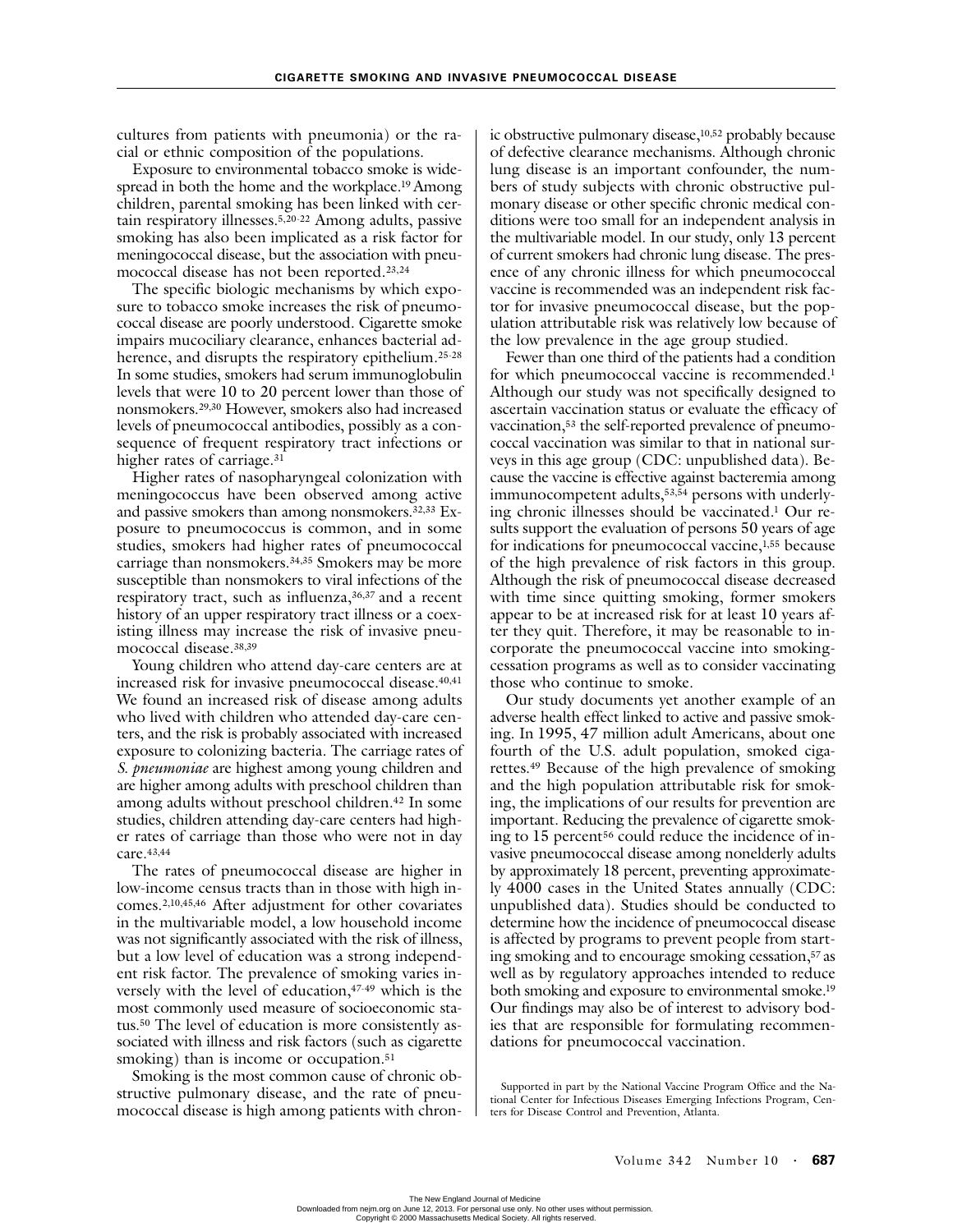cultures from patients with pneumonia) or the racial or ethnic composition of the populations.

Exposure to environmental tobacco smoke is widespread in both the home and the workplace.[19] Among children, parental smoking has been linked with certain respiratory illnesses.[5,20-22] Among adults, passive smoking has also been implicated as a risk factor for meningococcal disease, but the association with pneumococcal disease has not been reported.[23,24]

The specific biologic mechanisms by which exposure to tobacco smoke increases the risk of pneumococcal disease are poorly understood. Cigarette smoke impairs mucociliary clearance, enhances bacterial adherence, and disrupts the respiratory epithelium.[25-28] In some studies, smokers had serum immunoglobulin levels that were 10 to 20 percent lower than those of nonsmokers.[29,30] However, smokers also had increased levels of pneumococcal antibodies, possibly as a consequence of frequent respiratory tract infections or higher rates of carriage.[31]

Higher rates of nasopharyngeal colonization with meningococcus have been observed among active and passive smokers than among nonsmokers.[32,33] Exposure to pneumococcus is common, and in some studies, smokers had higher rates of pneumococcal carriage than nonsmokers.[34,35] Smokers may be more susceptible than nonsmokers to viral infections of the respiratory tract, such as influenza,[36,37] and a recent history of an upper respiratory tract illness or a coexisting illness may increase the risk of invasive pneumococcal disease.[38,39]

Young children who attend day-care centers are at increased risk for invasive pneumococcal disease.[40,41] We found an increased risk of disease among adults who lived with children who attended day-care centers, and the risk is probably associated with increased exposure to colonizing bacteria. The carriage rates of *S. pneumoniae* are highest among young children and are higher among adults with preschool children than among adults without preschool children.[42] In some studies, children attending day-care centers had higher rates of carriage than those who were not in day care.[43,44]

The rates of pneumococcal disease are higher in low-income census tracts than in those with high incomes.[2,10,45,46] After adjustment for other covariates in the multivariable model, a low household income was not significantly associated with the risk of illness, but a low level of education was a strong independent risk factor. The prevalence of smoking varies inversely with the level of education,[47-49] which is the most commonly used measure of socioeconomic status.[50] The level of education is more consistently associated with illness and risk factors (such as cigarette smoking) than is income or occupation.[51]

Smoking is the most common cause of chronic obstructive pulmonary disease, and the rate of pneumococcal disease is high among patients with chronic obstructive pulmonary disease,[10,52] probably because of defective clearance mechanisms. Although chronic lung disease is an important confounder, the numbers of study subjects with chronic obstructive pulmonary disease or other specific chronic medical conditions were too small for an independent analysis in the multivariable model. In our study, only 13 percent of current smokers had chronic lung disease. The presence of any chronic illness for which pneumococcal vaccine is recommended was an independent risk factor for invasive pneumococcal disease, but the population attributable risk was relatively low because of the low prevalence in the age group studied.

Fewer than one third of the patients had a condition for which pneumococcal vaccine is recommended.[1] Although our study was not specifically designed to ascertain vaccination status or evaluate the efficacy of vaccination,[53] the self-reported prevalence of pneumococcal vaccination was similar to that in national surveys in this age group (CDC: unpublished data). Because the vaccine is effective against bacteremia among immunocompetent adults,[53,54] persons with underlying chronic illnesses should be vaccinated.[1] Our results support the evaluation of persons 50 years of age for indications for pneumococcal vaccine,[1,55] because of the high prevalence of risk factors in this group. Although the risk of pneumococcal disease decreased with time since quitting smoking, former smokers appear to be at increased risk for at least 10 years after they quit. Therefore, it may be reasonable to incorporate the pneumococcal vaccine into smoking-cessation programs as well as to consider vaccinating those who continue to smoke.

Our study documents yet another example of an adverse health effect linked to active and passive smoking. In 1995, 47 million adult Americans, about one fourth of the U.S. adult population, smoked cigarettes.[49] Because of the high prevalence of smoking and the high population attributable risk for smoking, the implications of our results for prevention are important. Reducing the prevalence of cigarette smoking to 15 percent[56] could reduce the incidence of invasive pneumococcal disease among nonelderly adults by approximately 18 percent, preventing approximately 4000 cases in the United States annually (CDC: unpublished data). Studies should be conducted to determine how the incidence of pneumococcal disease is affected by programs to prevent people from starting smoking and to encourage smoking cessation,[57] as well as by regulatory approaches intended to reduce both smoking and exposure to environmental smoke.[19] Our findings may also be of interest to advisory bodies that are responsible for formulating recommendations for pneumococcal vaccination.

Supported in part by the National Vaccine Program Office and the National Center for Infectious Diseases Emerging Infections Program, Centers for Disease Control and Prevention, Atlanta.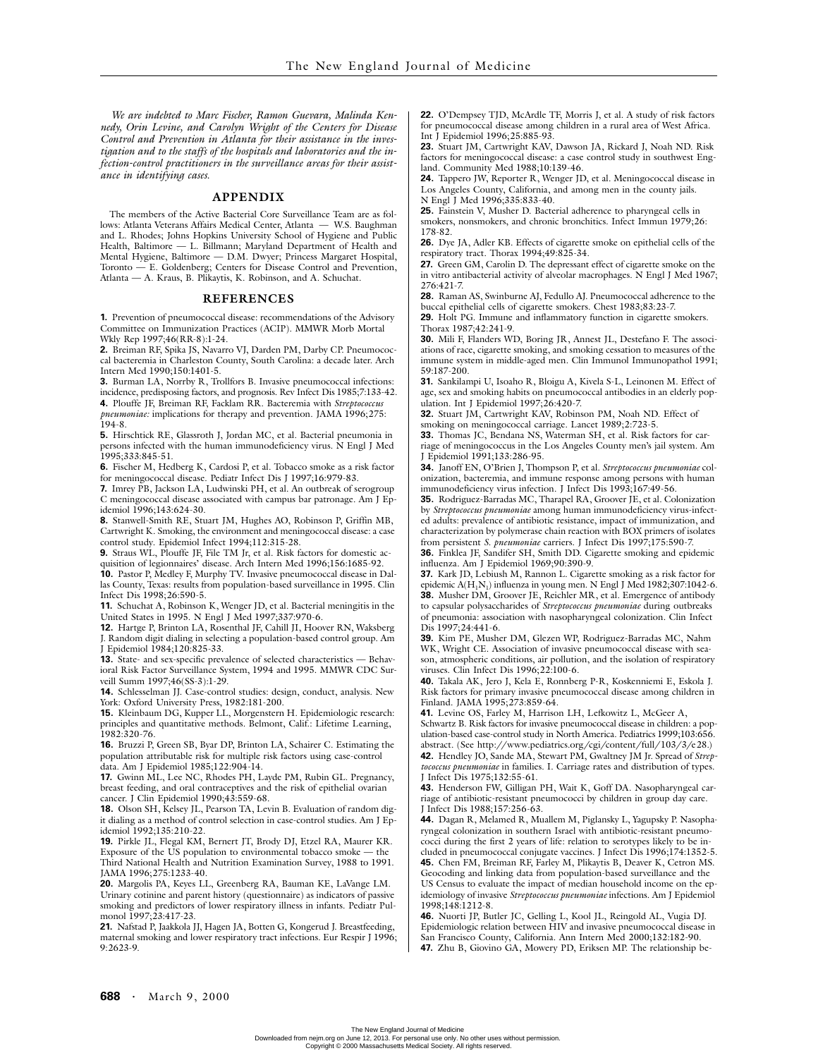*We are indebted to Marc Fischer, Ramon Guevara, Malinda Kennedy, Orin Levine, and Carolyn Wright of the Centers for Disease Control and Prevention in Atlanta for their assistance in the investigation and to the staffs of the hospitals and laboratories and the infection-control practitioners in the surveillance areas for their assistance in identifying cases.*

## APPENDIX

The members of the Active Bacterial Core Surveillance Team are as follows: Atlanta Veterans Affairs Medical Center, Atlanta — W.S. Baughman and L. Rhodes; Johns Hopkins University School of Hygiene and Public Health, Baltimore — L. Billmann; Maryland Department of Health and Mental Hygiene, Baltimore — D.M. Dwyer; Princess Margaret Hospital, Toronto — E. Goldenberg; Centers for Disease Control and Prevention, Atlanta — A. Kraus, B. Plikaytis, K. Robinson, and A. Schuchat.

## REFERENCES

**1.** Prevention of pneumococcal disease: recommendations of the Advisory Committee on Immunization Practices (ACIP). MMWR Morb Mortal Wkly Rep 1997;46(RR-8):1-24.

**2.** Breiman RF, Spika JS, Navarro VJ, Darden PM, Darby CP. Pneumococcal bacteremia in Charleston County, South Carolina: a decade later. Arch Intern Med 1990;150:1401-5.

**3.** Burman LA, Norrby R, Trollfors B. Invasive pneumococcal infections: incidence, predisposing factors, and prognosis. Rev Infect Dis 1985;7:133-42.

**4.** Plouffe JF, Breiman RF, Facklam RR. Bacteremia with *Streptococcus pneumoniae:* implications for therapy and prevention. JAMA 1996;275:194-8.

**5.** Hirschtick RE, Glassroth J, Jordan MC, et al. Bacterial pneumonia in persons infected with the human immunodeficiency virus. N Engl J Med 1995;333:845-51.

**6.** Fischer M, Hedberg K, Cardosi P, et al. Tobacco smoke as a risk factor for meningococcal disease. Pediatr Infect Dis J 1997;16:979-83.

**7.** Imrey PB, Jackson LA, Ludwinski PH, et al. An outbreak of serogroup C meningococcal disease associated with campus bar patronage. Am J Epidemiol 1996;143:624-30.

**8.** Stanwell-Smith RE, Stuart JM, Hughes AO, Robinson P, Griffin MB, Cartwright K. Smoking, the environment and meningococcal disease: a case control study. Epidemiol Infect 1994;112:315-28.

**9.** Straus WL, Plouffe JF, File TM Jr, et al. Risk factors for domestic acquisition of legionnaires' disease. Arch Intern Med 1996;156:1685-92.

**10.** Pastor P, Medley F, Murphy TV. Invasive pneumococcal disease in Dallas County, Texas: results from population-based surveillance in 1995. Clin Infect Dis 1998;26:590-5.

**11.** Schuchat A, Robinson K, Wenger JD, et al. Bacterial meningitis in the United States in 1995. N Engl J Med 1997;337:970-6.

**12.** Hartge P, Brinton LA, Rosenthal JF, Cahill JI, Hoover RN, Waksberg J. Random digit dialing in selecting a population-based control group. Am J Epidemiol 1984;120:825-33.

**13.** State- and sex-specific prevalence of selected characteristics — Behavioral Risk Factor Surveillance System, 1994 and 1995. MMWR CDC Surveill Summ 1997;46(SS-3):1-29.

**14.** Schlesselman JJ. Case-control studies: design, conduct, analysis. New York: Oxford University Press, 1982:181-200.

**15.** Kleinbaum DG, Kupper LL, Morgenstern H. Epidemiologic research: principles and quantitative methods. Belmont, Calif.: Lifetime Learning, 1982:320-76.

**16.** Bruzzi P, Green SB, Byar DP, Brinton LA, Schairer C. Estimating the population attributable risk for multiple risk factors using case-control data. Am J Epidemiol 1985;122:904-14.

**17.** Gwinn ML, Lee NC, Rhodes PH, Layde PM, Rubin GL. Pregnancy, breast feeding, and oral contraceptives and the risk of epithelial ovarian cancer. J Clin Epidemiol 1990;43:559-68.

**18.** Olson SH, Kelsey JL, Pearson TA, Levin B. Evaluation of random digit dialing as a method of control selection in case-control studies. Am J Epidemiol 1992;135:210-22.

**19.** Pirkle JL, Flegal KM, Bernert JT, Brody DJ, Etzel RA, Maurer KR. Exposure of the US population to environmental tobacco smoke — the Third National Health and Nutrition Examination Survey, 1988 to 1991. JAMA 1996;275:1233-40.

**20.** Margolis PA, Keyes LL, Greenberg RA, Bauman KE, LaVange LM. Urinary cotinine and parent history (questionnaire) as indicators of passive smoking and predictors of lower respiratory illness in infants. Pediatr Pulmonol 1997;23:417-23.

**21.** Nafstad P, Jaakkola JJ, Hagen JA, Botten G, Kongerud J. Breastfeeding, maternal smoking and lower respiratory tract infections. Eur Respir J 1996;9:2623-9.

**22.** O'Dempsey TJD, McArdle TF, Morris J, et al. A study of risk factors for pneumococcal disease among children in a rural area of West Africa. Int J Epidemiol 1996;25:885-93.

**23.** Stuart JM, Cartwright KAV, Dawson JA, Rickard J, Noah ND. Risk factors for meningococcal disease: a case control study in southwest England. Community Med 1988;10:139-46.

**24.** Tappero JW, Reporter R, Wenger JD, et al. Meningococcal disease in Los Angeles County, California, and among men in the county jails. N Engl J Med 1996;335:833-40.

**25.** Fainstein V, Musher D. Bacterial adherence to pharyngeal cells in smokers, nonsmokers, and chronic bronchitics. Infect Immun 1979;26:178-82.

**26.** Dye JA, Adler KB. Effects of cigarette smoke on epithelial cells of the respiratory tract. Thorax 1994;49:825-34.

**27.** Green GM, Carolin D. The depressant effect of cigarette smoke on the in vitro antibacterial activity of alveolar macrophages. N Engl J Med 1967;276:421-7.

**28.** Raman AS, Swinburne AJ, Fedullo AJ. Pneumococcal adherence to the buccal epithelial cells of cigarette smokers. Chest 1983;83:23-7.

**29.** Holt PG. Immune and inflammatory function in cigarette smokers. Thorax 1987;42:241-9.

**30.** Mili F, Flanders WD, Boring JR, Annest JL, Destefano F. The associations of race, cigarette smoking, and smoking cessation to measures of the immune system in middle-aged men. Clin Immunol Immunopathol 1991;59:187-200.

**31.** Sankilampi U, Isoaho R, Bloigu A, Kivela S-L, Leinonen M. Effect of age, sex and smoking habits on pneumococcal antibodies in an elderly population. Int J Epidemiol 1997;26:420-7.

**32.** Stuart JM, Cartwright KAV, Robinson PM, Noah ND. Effect of smoking on meningococcal carriage. Lancet 1989;2:723-5.

**33.** Thomas JC, Bendana NS, Waterman SH, et al. Risk factors for carriage of meningococcus in the Los Angeles County men's jail system. Am J Epidemiol 1991;133:286-95.

**34.** Janoff EN, O'Brien J, Thompson P, et al. *Streptococcus pneumoniae* colonization, bacteremia, and immune response among persons with human immunodeficiency virus infection. J Infect Dis 1993;167:49-56.

**35.** Rodriguez-Barradas MC, Tharapel RA, Groover JE, et al. Colonization by *Streptococcus pneumoniae* among human immunodeficiency virus-infected adults: prevalence of antibiotic resistance, impact of immunization, and characterization by polymerase chain reaction with BOX primers of isolates from persistent *S. pneumoniae* carriers. J Infect Dis 1997;175:590-7.

**36.** Finklea JF, Sandifer SH, Smith DD. Cigarette smoking and epidemic influenza. Am J Epidemiol 1969;90:390-9.

**37.** Kark JD, Lebiush M, Rannon L. Cigarette smoking as a risk factor for epidemic A($H_1N_1$) influenza in young men. N Engl J Med 1982;307:1042-6.

**38.** Musher DM, Groover JE, Reichler MR, et al. Emergence of antibody to capsular polysaccharides of *Streptococcus pneumoniae* during outbreaks of pneumonia: association with nasopharyngeal colonization. Clin Infect Dis 1997;24:441-6.

**39.** Kim PE, Musher DM, Glezen WP, Rodriguez-Barradas MC, Nahm WK, Wright CE. Association of invasive pneumococcal disease with season, atmospheric conditions, air pollution, and the isolation of respiratory viruses. Clin Infect Dis 1996;22:100-6.

**40.** Takala AK, Jero J, Kela E, Ronnberg P-R, Koskenniemi E, Eskola J. Risk factors for primary invasive pneumococcal disease among children in Finland. JAMA 1995;273:859-64.

**41.** Levine OS, Farley M, Harrison LH, Lefkowitz L, McGeer A, Schwartz B. Risk factors for invasive pneumococcal disease in children: a population-based case-control study in North America. Pediatrics 1999;103:656. abstract. (See http://www.pediatrics.org/cgi/content/full/103/3/e28.)

**42.** Hendley JO, Sande MA, Stewart PM, Gwaltney JM Jr. Spread of *Streptococcus pneumoniae* in families. I. Carriage rates and distribution of types. J Infect Dis 1975;132:55-61.

**43.** Henderson FW, Gilligan PH, Wait K, Goff DA. Nasopharyngeal carriage of antibiotic-resistant pneumococci by children in group day care. J Infect Dis 1988;157:256-63.

**44.** Dagan R, Melamed R, Muallem M, Piglansky L, Yagupsky P. Nasopharyngeal colonization in southern Israel with antibiotic-resistant pneumococci during the first 2 years of life: relation to serotypes likely to be included in pneumococcal conjugate vaccines. J Infect Dis 1996;174:1352-5.

**45.** Chen FM, Breiman RF, Farley M, Plikaytis B, Deaver K, Cetron MS. Geocoding and linking data from population-based surveillance and the US Census to evaluate the impact of median household income on the epidemiology of invasive *Streptococcus pneumoniae* infections. Am J Epidemiol 1998;148:1212-8.

**46.** Nuorti JP, Butler JC, Gelling L, Kool JL, Reingold AL, Vugia DJ. Epidemiologic relation between HIV and invasive pneumococcal disease in San Francisco County, California. Ann Intern Med 2000;132:182-90.

**47.** Zhu B, Giovino GA, Mowery PD, Eriksen MP. The relationship be-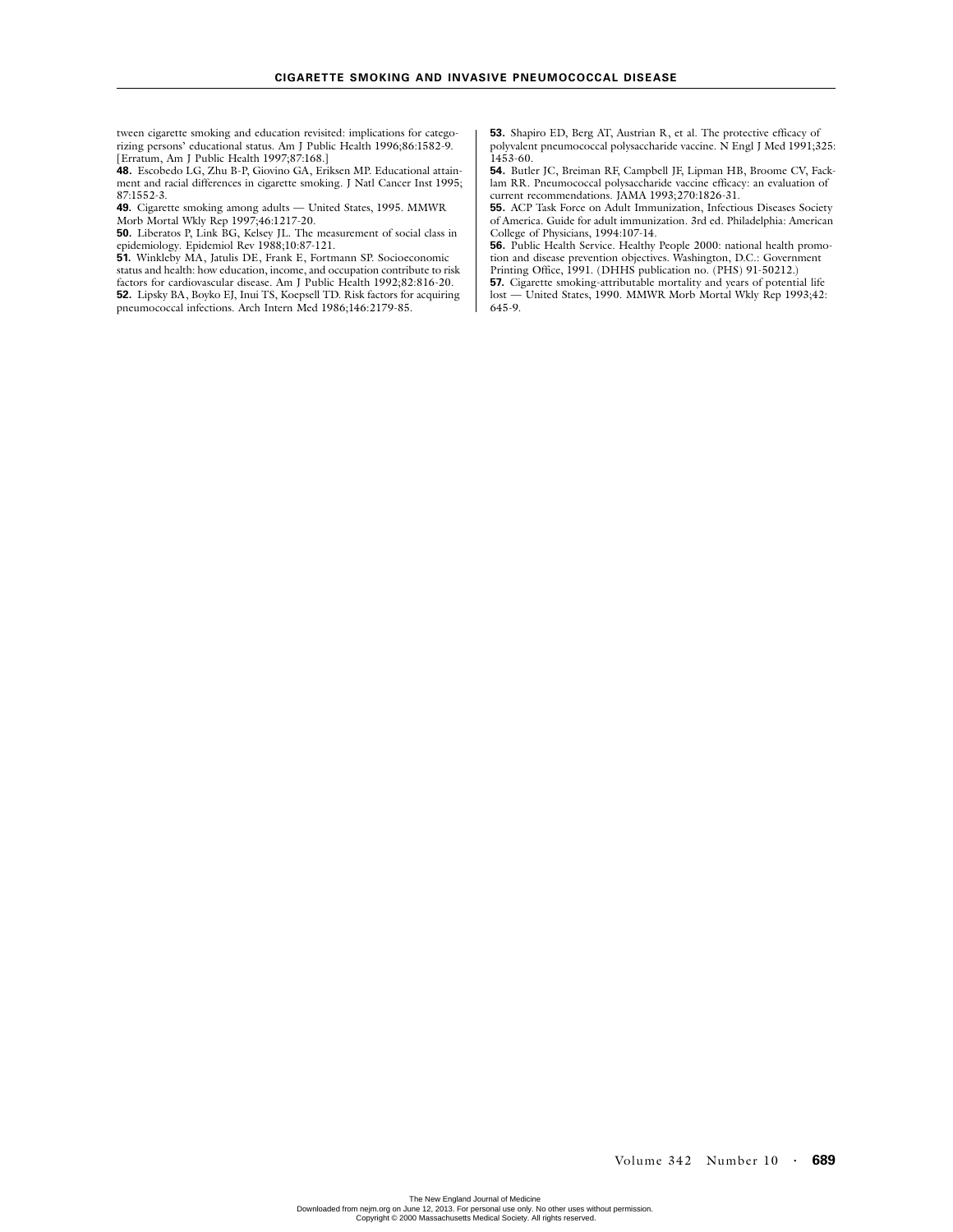tween cigarette smoking and education revisited: implications for categorizing persons' educational status. Am J Public Health 1996;86:1582-9. [Erratum, Am J Public Health 1997;87:168.]

**48.** Escobedo LG, Zhu B-P, Giovino GA, Eriksen MP. Educational attainment and racial differences in cigarette smoking. J Natl Cancer Inst 1995; 87:1552-3.

**49.** Cigarette smoking among adults — United States, 1995. MMWR Morb Mortal Wkly Rep 1997;46:1217-20.

**50.** Liberatos P, Link BG, Kelsey JL. The measurement of social class in epidemiology. Epidemiol Rev 1988;10:87-121.

**51.** Winkleby MA, Jatulis DE, Frank E, Fortmann SP. Socioeconomic status and health: how education, income, and occupation contribute to risk factors for cardiovascular disease. Am J Public Health 1992;82:816-20.

**52.** Lipsky BA, Boyko EJ, Inui TS, Koepsell TD. Risk factors for acquiring pneumococcal infections. Arch Intern Med 1986;146:2179-85.

**53.** Shapiro ED, Berg AT, Austrian R, et al. The protective efficacy of polyvalent pneumococcal polysaccharide vaccine. N Engl J Med 1991;325: 1453-60.

**54.** Butler JC, Breiman RF, Campbell JF, Lipman HB, Broome CV, Facklam RR. Pneumococcal polysaccharide vaccine efficacy: an evaluation of current recommendations. JAMA 1993;270:1826-31.

**55.** ACP Task Force on Adult Immunization, Infectious Diseases Society of America. Guide for adult immunization. 3rd ed. Philadelphia: American College of Physicians, 1994:107-14.

**56.** Public Health Service. Healthy People 2000: national health promotion and disease prevention objectives. Washington, D.C.: Government Printing Office, 1991. (DHHS publication no. (PHS) 91-50212.)

**57.** Cigarette smoking-attributable mortality and years of potential life lost — United States, 1990. MMWR Morb Mortal Wkly Rep 1993;42: 645-9.